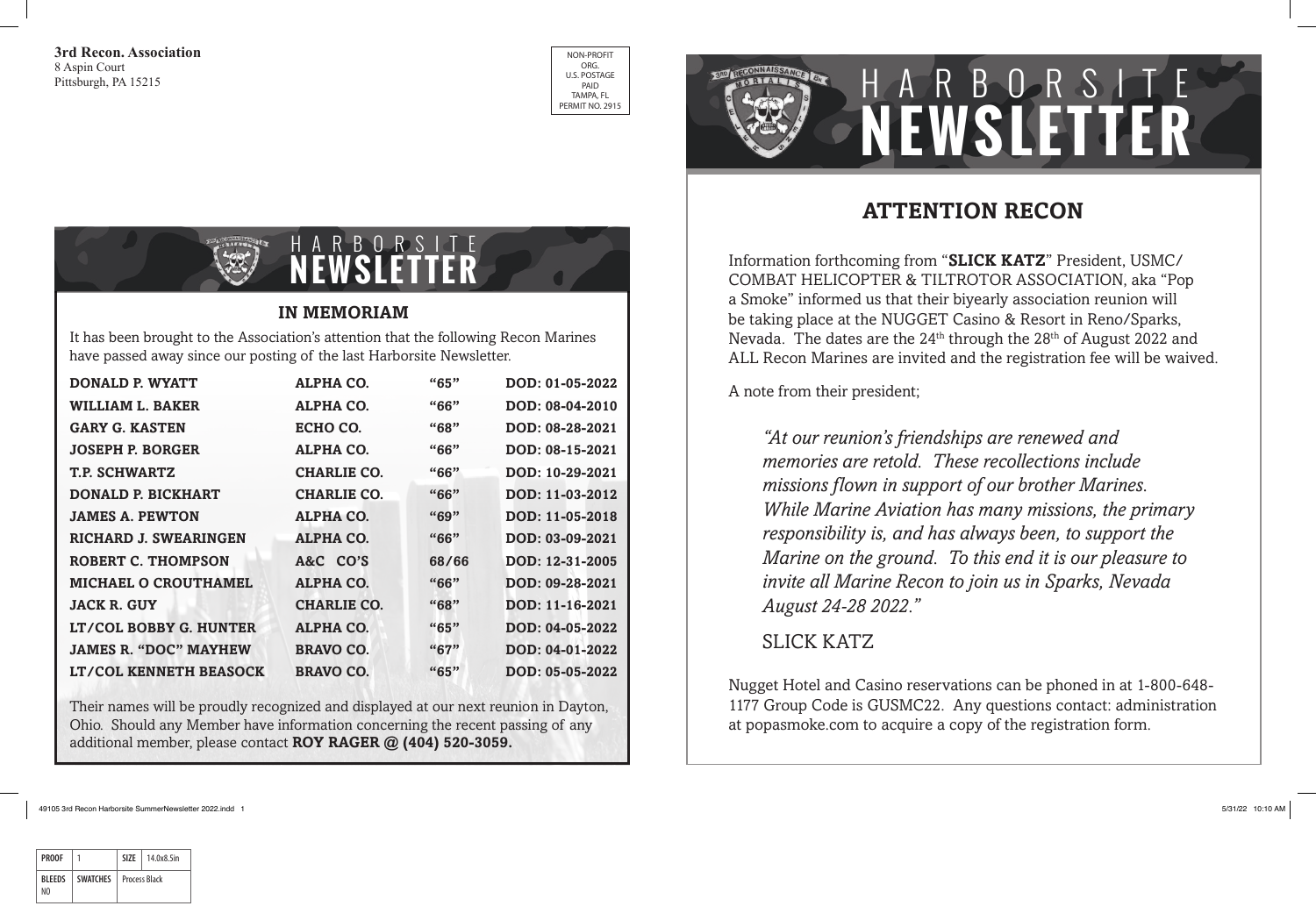**3rd Recon. Association**
8 Aspin Court
Pittsburgh, PA 15215

NON-PROFIT ORG.
U.S. POSTAGE PAID
TAMPA, FL
PERMIT NO. 2915

# HARBORSITE NEWSLETTER

## IN MEMORIAM

It has been brought to the Association's attention that the following Recon Marines have passed away since our posting of the last Harborsite Newsletter.

| | | | |
|---|---|---|---|
| **DONALD P. WYATT** | **ALPHA CO.** | **"65"** | **DOD: 01-05-2022** |
| **WILLIAM L. BAKER** | **ALPHA CO.** | **"66"** | **DOD: 08-04-2010** |
| **GARY G. KASTEN** | **ECHO CO.** | **"68"** | **DOD: 08-28-2021** |
| **JOSEPH P. BORGER** | **ALPHA CO.** | **"66"** | **DOD: 08-15-2021** |
| **T.P. SCHWARTZ** | **CHARLIE CO.** | **"66"** | **DOD: 10-29-2021** |
| **DONALD P. BICKHART** | **CHARLIE CO.** | **"66"** | **DOD: 11-03-2012** |
| **JAMES A. PEWTON** | **ALPHA CO.** | **"69"** | **DOD: 11-05-2018** |
| **RICHARD J. SWEARINGEN** | **ALPHA CO.** | **"66"** | **DOD: 03-09-2021** |
| **ROBERT C. THOMPSON** | **A&C CO'S** | **68/66** | **DOD: 12-31-2005** |
| **MICHAEL O CROUTHAMEL** | **ALPHA CO.** | **"66"** | **DOD: 09-28-2021** |
| **JACK R. GUY** | **CHARLIE CO.** | **"68"** | **DOD: 11-16-2021** |
| **LT/COL BOBBY G. HUNTER** | **ALPHA CO.** | **"65"** | **DOD: 04-05-2022** |
| **JAMES R. "DOC" MAYHEW** | **BRAVO CO.** | **"67"** | **DOD: 04-01-2022** |
| **LT/COL KENNETH BEASOCK** | **BRAVO CO.** | **"65"** | **DOD: 05-05-2022** |

Their names will be proudly recognized and displayed at our next reunion in Dayton, Ohio. Should any Member have information concerning the recent passing of any additional member, please contact **ROY RAGER @ (404) 520-3059.**

# HARBORSITE NEWSLETTER

## ATTENTION RECON

Information forthcoming from "**SLICK KATZ**" President, USMC/ COMBAT HELICOPTER & TILTROTOR ASSOCIATION, aka "Pop a Smoke" informed us that their biyearly association reunion will be taking place at the NUGGET Casino & Resort in Reno/Sparks, Nevada. The dates are the 24th through the 28th of August 2022 and ALL Recon Marines are invited and the registration fee will be waived.

A note from their president;

> *"At our reunion's friendships are renewed and memories are retold. These recollections include missions flown in support of our brother Marines. While Marine Aviation has many missions, the primary responsibility is, and has always been, to support the Marine on the ground. To this end it is our pleasure to invite all Marine Recon to join us in Sparks, Nevada August 24-28 2022."*
>
> SLICK KATZ

Nugget Hotel and Casino reservations can be phoned in at 1-800-648-1177 Group Code is GUSMC22. Any questions contact: administration at popasmoke.com to acquire a copy of the registration form.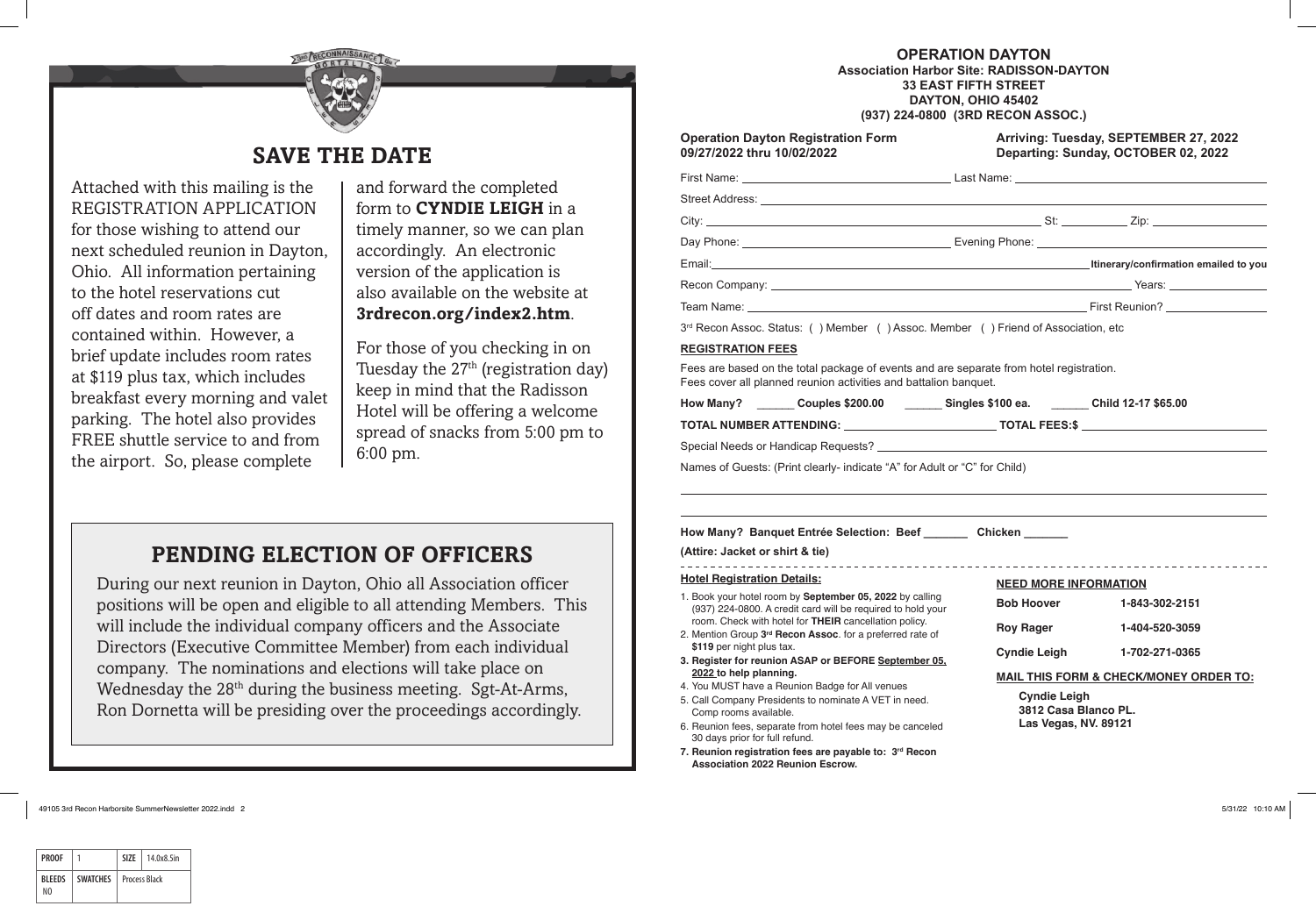## SAVE THE DATE

Attached with this mailing is the REGISTRATION APPLICATION for those wishing to attend our next scheduled reunion in Dayton, Ohio. All information pertaining to the hotel reservations cut off dates and room rates are contained within. However, a brief update includes room rates at $119 plus tax, which includes breakfast every morning and valet parking. The hotel also provides FREE shuttle service to and from the airport. So, please complete and forward the completed form to **CYNDIE LEIGH** in a timely manner, so we can plan accordingly. An electronic version of the application is also available on the website at **3rdrecon.org/index2.htm**.

For those of you checking in on Tuesday the 27th (registration day) keep in mind that the Radisson Hotel will be offering a welcome spread of snacks from 5:00 pm to 6:00 pm.

## PENDING ELECTION OF OFFICERS

During our next reunion in Dayton, Ohio all Association officer positions will be open and eligible to all attending Members. This will include the individual company officers and the Associate Directors (Executive Committee Member) from each individual company. The nominations and elections will take place on Wednesday the 28th during the business meeting. Sgt-At-Arms, Ron Dornetta will be presiding over the proceedings accordingly.

**OPERATION DAYTON**
**Association Harbor Site: RADISSON-DAYTON**
**33 EAST FIFTH STREET**
**DAYTON, OHIO 45402**
**(937) 224-0800 (3RD RECON ASSOC.)**

**Operation Dayton Registration Form**
**09/27/2022 thru 10/02/2022**

**Arriving: Tuesday, SEPTEMBER 27, 2022**
**Departing: Sunday, OCTOBER 02, 2022**

First Name: ______________ Last Name: ______________

Street Address: ______________

City: ______________ St: ________ Zip: ____________

Day Phone: ______________ Evening Phone: ______________

Email: ______________ **Itinerary/confirmation emailed to you**

Recon Company: ______________ Years: ____________

Team Name: ______________ First Reunion? ____________

3rd Recon Assoc. Status: ( ) Member ( ) Assoc. Member ( ) Friend of Association, etc

**REGISTRATION FEES**

Fees are based on the total package of events and are separate from hotel registration.
Fees cover all planned reunion activities and battalion banquet.

**How Many?** ______ **Couples $200.00** ______ **Singles $100 ea.** ______ **Child 12-17 $65.00**

**TOTAL NUMBER ATTENDING:** ______________ **TOTAL FEES:$** ______________

Special Needs or Handicap Requests? ______________

Names of Guests: (Print clearly- indicate “A” for Adult or “C” for Child)

______________

______________

**How Many? Banquet Entrée Selection: Beef** _______ **Chicken** _______

**(Attire: Jacket or shirt & tie)**

**Hotel Registration Details:**

1. Book your hotel room by **September 05, 2022** by calling (937) 224-0800. A credit card will be required to hold your room. Check with hotel for **THEIR** cancellation policy.
2. Mention Group **3rd Recon Assoc**. for a preferred rate of **$119** per night plus tax.
3. **Register for reunion ASAP or BEFORE September 05, 2022 to help planning.**
4. You MUST have a Reunion Badge for All venues
5. Call Company Presidents to nominate A VET in need. Comp rooms available.
6. Reunion fees, separate from hotel fees may be canceled 30 days prior for full refund.
7. **Reunion registration fees are payable to: 3rd Recon Association 2022 Reunion Escrow.**

**NEED MORE INFORMATION**

| | |
|---|---|
| **Bob Hoover** | **1-843-302-2151** |
| **Roy Rager** | **1-404-520-3059** |
| **Cyndie Leigh** | **1-702-271-0365** |

**MAIL THIS FORM & CHECK/MONEY ORDER TO:**

**Cyndie Leigh**
**3812 Casa Blanco PL.**
**Las Vegas, NV. 89121**